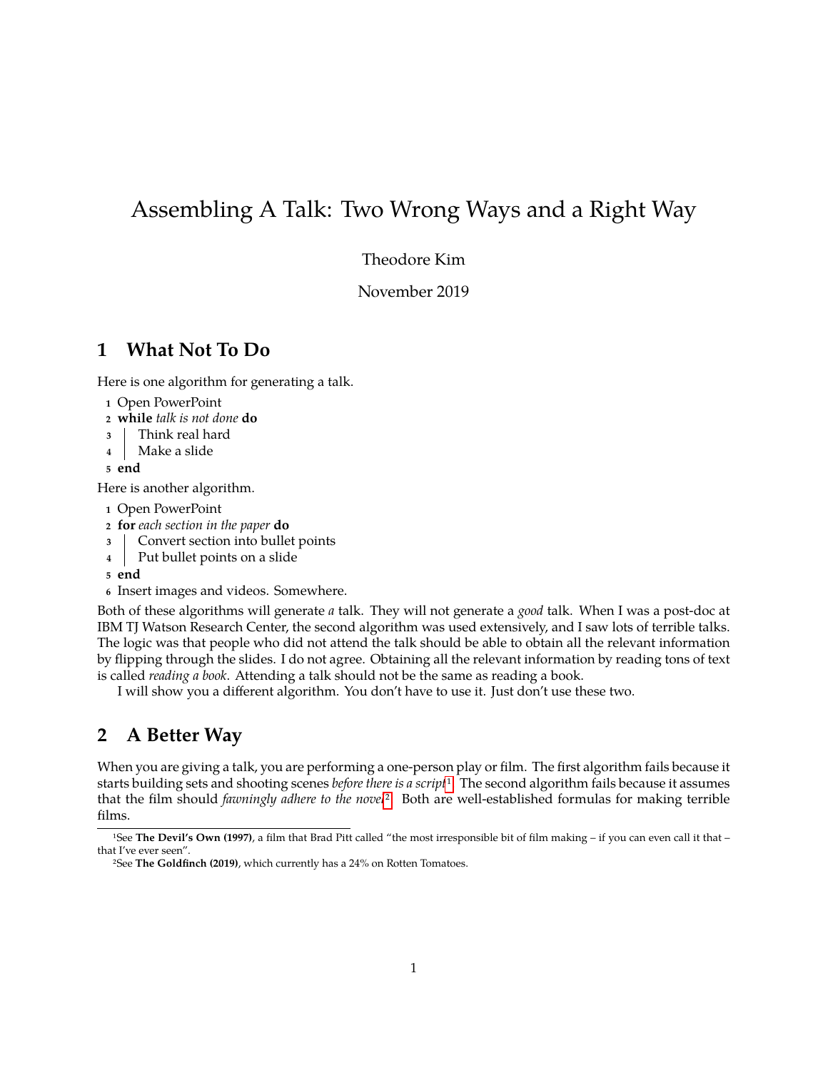# Assembling A Talk: Two Wrong Ways and a Right Way

Theodore Kim

November 2019

## 1 What Not To Do

Here is one algorithm for generating a talk.

```
1 Open PowerPoint
2 while talk is not done do
3 |  Think real hard
4 |  Make a slide
5 end
```

Here is another algorithm.

```
1 Open PowerPoint
2 for each section in the paper do
3 |  Convert section into bullet points
4 |  Put bullet points on a slide
5 end
6 Insert images and videos. Somewhere.
```

Both of these algorithms will generate *a* talk. They will not generate a *good* talk. When I was a post-doc at IBM TJ Watson Research Center, the second algorithm was used extensively, and I saw lots of terrible talks. The logic was that people who did not attend the talk should be able to obtain all the relevant information by flipping through the slides. I do not agree. Obtaining all the relevant information by reading tons of text is called *reading a book*. Attending a talk should not be the same as reading a book.

I will show you a different algorithm. You don't have to use it. Just don't use these two.

## 2 A Better Way

When you are giving a talk, you are performing a one-person play or film. The first algorithm fails because it starts building sets and shooting scenes *before there is a script*[1]. The second algorithm fails because it assumes that the film should *fawningly adhere to the novel*[2]. Both are well-established formulas for making terrible films.

---

[1] See **The Devil's Own (1997)**, a film that Brad Pitt called "the most irresponsible bit of film making – if you can even call it that – that I've ever seen".

[2] See **The Goldfinch (2019)**, which currently has a 24% on Rotten Tomatoes.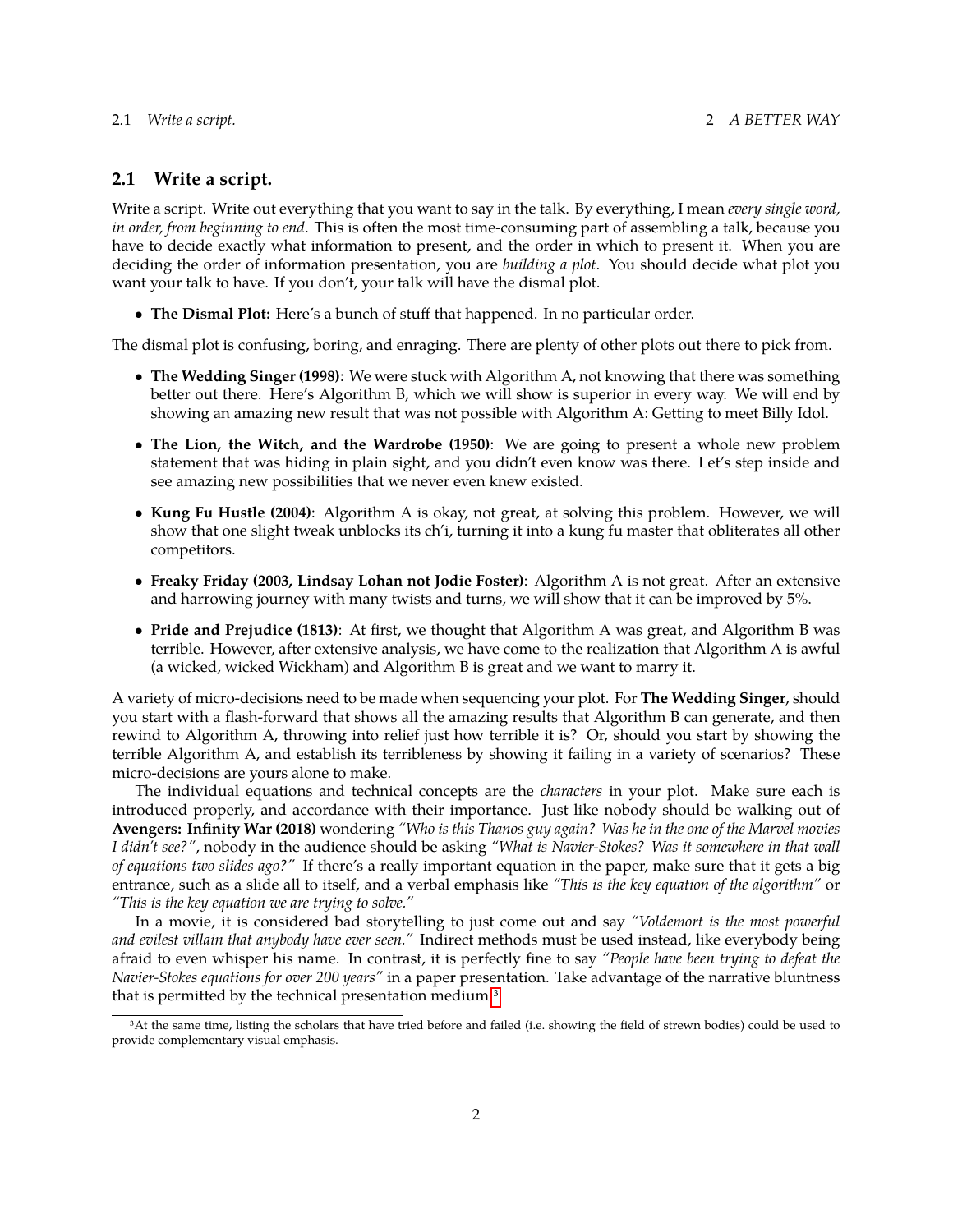## 2.1 Write a script.

Write a script. Write out everything that you want to say in the talk. By everything, I mean *every single word, in order, from beginning to end*. This is often the most time-consuming part of assembling a talk, because you have to decide exactly what information to present, and the order in which to present it. When you are deciding the order of information presentation, you are *building a plot*. You should decide what plot you want your talk to have. If you don't, your talk will have the dismal plot.

- **The Dismal Plot:** Here's a bunch of stuff that happened. In no particular order.

The dismal plot is confusing, boring, and enraging. There are plenty of other plots out there to pick from.

- **The Wedding Singer (1998)**: We were stuck with Algorithm A, not knowing that there was something better out there. Here's Algorithm B, which we will show is superior in every way. We will end by showing an amazing new result that was not possible with Algorithm A: Getting to meet Billy Idol.
- **The Lion, the Witch, and the Wardrobe (1950)**: We are going to present a whole new problem statement that was hiding in plain sight, and you didn't even know was there. Let's step inside and see amazing new possibilities that we never even knew existed.
- **Kung Fu Hustle (2004)**: Algorithm A is okay, not great, at solving this problem. However, we will show that one slight tweak unblocks its ch'i, turning it into a kung fu master that obliterates all other competitors.
- **Freaky Friday (2003, Lindsay Lohan not Jodie Foster)**: Algorithm A is not great. After an extensive and harrowing journey with many twists and turns, we will show that it can be improved by 5%.
- **Pride and Prejudice (1813)**: At first, we thought that Algorithm A was great, and Algorithm B was terrible. However, after extensive analysis, we have come to the realization that Algorithm A is awful (a wicked, wicked Wickham) and Algorithm B is great and we want to marry it.

A variety of micro-decisions need to be made when sequencing your plot. For **The Wedding Singer**, should you start with a flash-forward that shows all the amazing results that Algorithm B can generate, and then rewind to Algorithm A, throwing into relief just how terrible it is? Or, should you start by showing the terrible Algorithm A, and establish its terribleness by showing it failing in a variety of scenarios? These micro-decisions are yours alone to make.

The individual equations and technical concepts are the *characters* in your plot. Make sure each is introduced properly, and accordance with their importance. Just like nobody should be walking out of **Avengers: Infinity War (2018)** wondering *"Who is this Thanos guy again? Was he in the one of the Marvel movies I didn't see?"*, nobody in the audience should be asking *"What is Navier-Stokes? Was it somewhere in that wall of equations two slides ago?"* If there's a really important equation in the paper, make sure that it gets a big entrance, such as a slide all to itself, and a verbal emphasis like *"This is the key equation of the algorithm"* or *"This is the key equation we are trying to solve."*

In a movie, it is considered bad storytelling to just come out and say *"Voldemort is the most powerful and evilest villain that anybody have ever seen."* Indirect methods must be used instead, like everybody being afraid to even whisper his name. In contrast, it is perfectly fine to say *"People have been trying to defeat the Navier-Stokes equations for over 200 years"* in a paper presentation. Take advantage of the narrative bluntness that is permitted by the technical presentation medium.[3]

[3] At the same time, listing the scholars that have tried before and failed (i.e. showing the field of strewn bodies) could be used to provide complementary visual emphasis.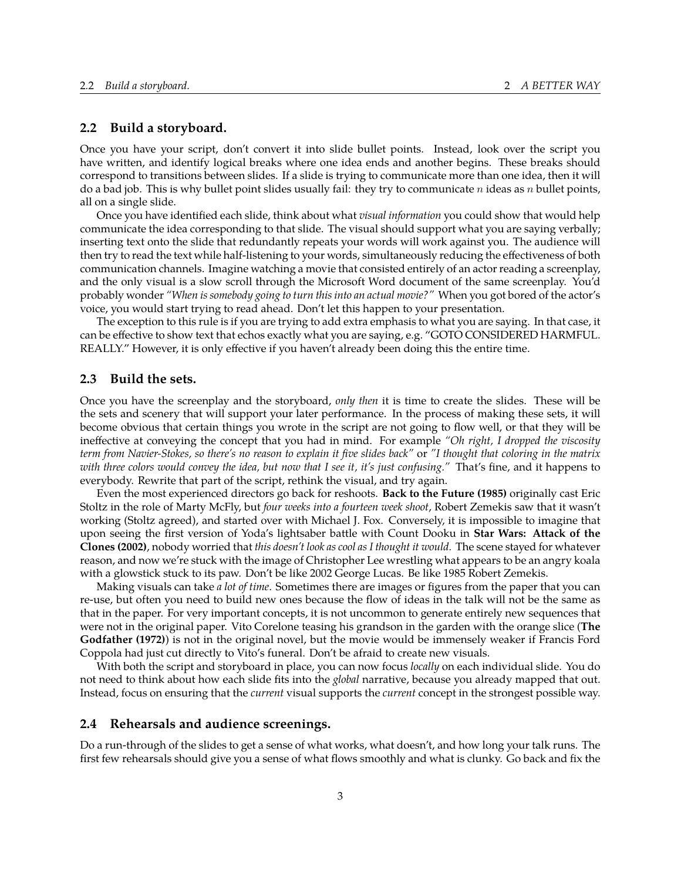## 2.2 Build a storyboard.

Once you have your script, don't convert it into slide bullet points. Instead, look over the script you have written, and identify logical breaks where one idea ends and another begins. These breaks should correspond to transitions between slides. If a slide is trying to communicate more than one idea, then it will do a bad job. This is why bullet point slides usually fail: they try to communicate $n$ ideas as $n$ bullet points, all on a single slide.

Once you have identified each slide, think about what *visual information* you could show that would help communicate the idea corresponding to that slide. The visual should support what you are saying verbally; inserting text onto the slide that redundantly repeats your words will work against you. The audience will then try to read the text while half-listening to your words, simultaneously reducing the effectiveness of both communication channels. Imagine watching a movie that consisted entirely of an actor reading a screenplay, and the only visual is a slow scroll through the Microsoft Word document of the same screenplay. You'd probably wonder *"When is somebody going to turn this into an actual movie?"* When you got bored of the actor's voice, you would start trying to read ahead. Don't let this happen to your presentation.

The exception to this rule is if you are trying to add extra emphasis to what you are saying. In that case, it can be effective to show text that echos exactly what you are saying, e.g. "GOTO CONSIDERED HARMFUL. REALLY." However, it is only effective if you haven't already been doing this the entire time.

## 2.3 Build the sets.

Once you have the screenplay and the storyboard, *only then* it is time to create the slides. These will be the sets and scenery that will support your later performance. In the process of making these sets, it will become obvious that certain things you wrote in the script are not going to flow well, or that they will be ineffective at conveying the concept that you had in mind. For example *"Oh right, I dropped the viscosity term from Navier-Stokes, so there's no reason to explain it five slides back"* or *"I thought that coloring in the matrix with three colors would convey the idea, but now that I see it, it's just confusing."* That's fine, and it happens to everybody. Rewrite that part of the script, rethink the visual, and try again.

Even the most experienced directors go back for reshoots. **Back to the Future (1985)** originally cast Eric Stoltz in the role of Marty McFly, but *four weeks into a fourteen week shoot*, Robert Zemekis saw that it wasn't working (Stoltz agreed), and started over with Michael J. Fox. Conversely, it is impossible to imagine that upon seeing the first version of Yoda's lightsaber battle with Count Dooku in **Star Wars: Attack of the Clones (2002)**, nobody worried that *this doesn't look as cool as I thought it would.* The scene stayed for whatever reason, and now we're stuck with the image of Christopher Lee wrestling what appears to be an angry koala with a glowstick stuck to its paw. Don't be like 2002 George Lucas. Be like 1985 Robert Zemekis.

Making visuals can take *a lot of time*. Sometimes there are images or figures from the paper that you can re-use, but often you need to build new ones because the flow of ideas in the talk will not be the same as that in the paper. For very important concepts, it is not uncommon to generate entirely new sequences that were not in the original paper. Vito Corelone teasing his grandson in the garden with the orange slice (**The Godfather (1972)**) is not in the original novel, but the movie would be immensely weaker if Francis Ford Coppola had just cut directly to Vito's funeral. Don't be afraid to create new visuals.

With both the script and storyboard in place, you can now focus *locally* on each individual slide. You do not need to think about how each slide fits into the *global* narrative, because you already mapped that out. Instead, focus on ensuring that the *current* visual supports the *current* concept in the strongest possible way.

## 2.4 Rehearsals and audience screenings.

Do a run-through of the slides to get a sense of what works, what doesn't, and how long your talk runs. The first few rehearsals should give you a sense of what flows smoothly and what is clunky. Go back and fix the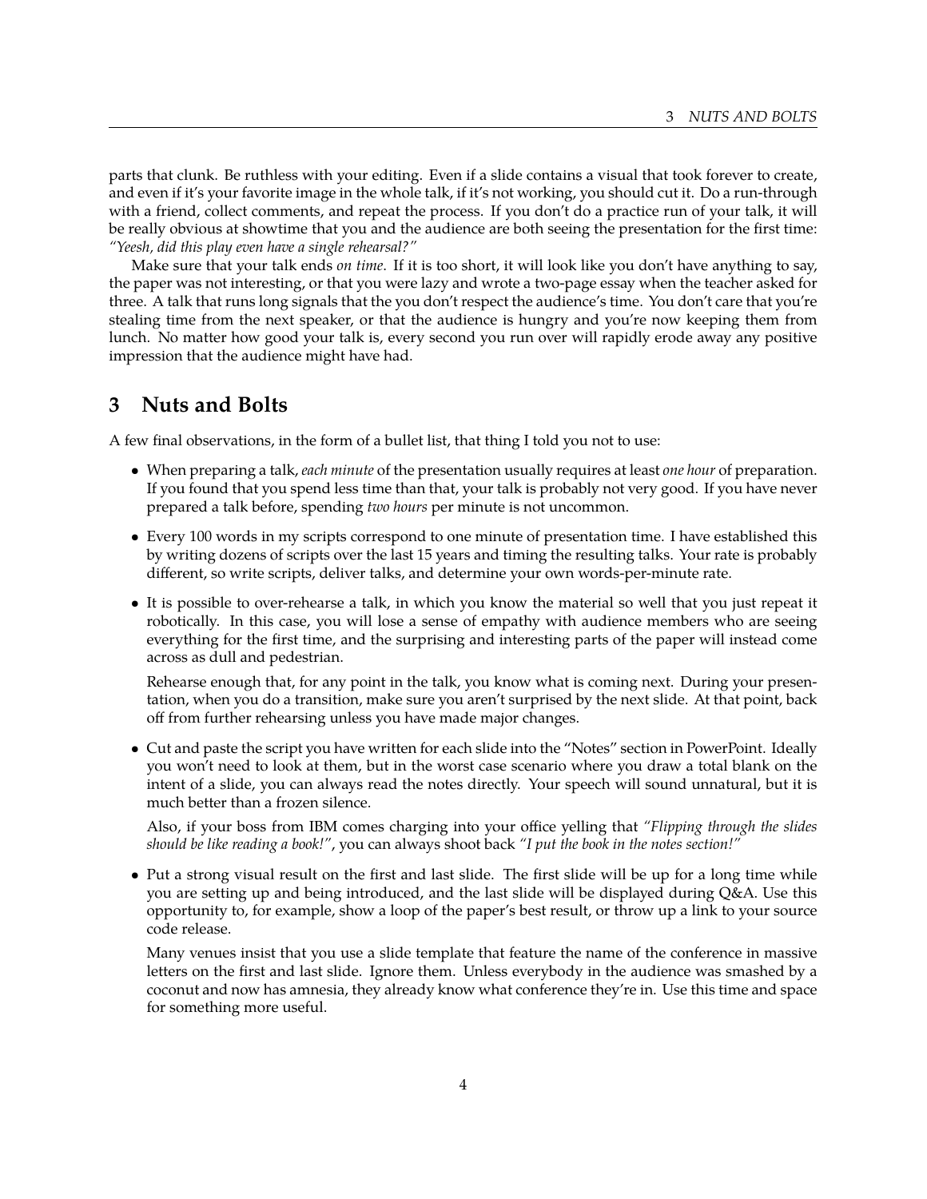parts that clunk. Be ruthless with your editing. Even if a slide contains a visual that took forever to create, and even if it's your favorite image in the whole talk, if it's not working, you should cut it. Do a run-through with a friend, collect comments, and repeat the process. If you don't do a practice run of your talk, it will be really obvious at showtime that you and the audience are both seeing the presentation for the first time: *"Yeesh, did this play even have a single rehearsal?"*

Make sure that your talk ends *on time*. If it is too short, it will look like you don't have anything to say, the paper was not interesting, or that you were lazy and wrote a two-page essay when the teacher asked for three. A talk that runs long signals that the you don't respect the audience's time. You don't care that you're stealing time from the next speaker, or that the audience is hungry and you're now keeping them from lunch. No matter how good your talk is, every second you run over will rapidly erode away any positive impression that the audience might have had.

## 3 Nuts and Bolts

A few final observations, in the form of a bullet list, that thing I told you not to use:

- When preparing a talk, *each minute* of the presentation usually requires at least *one hour* of preparation. If you found that you spend less time than that, your talk is probably not very good. If you have never prepared a talk before, spending *two hours* per minute is not uncommon.

- Every 100 words in my scripts correspond to one minute of presentation time. I have established this by writing dozens of scripts over the last 15 years and timing the resulting talks. Your rate is probably different, so write scripts, deliver talks, and determine your own words-per-minute rate.

- It is possible to over-rehearse a talk, in which you know the material so well that you just repeat it robotically. In this case, you will lose a sense of empathy with audience members who are seeing everything for the first time, and the surprising and interesting parts of the paper will instead come across as dull and pedestrian.

  Rehearse enough that, for any point in the talk, you know what is coming next. During your presentation, when you do a transition, make sure you aren't surprised by the next slide. At that point, back off from further rehearsing unless you have made major changes.

- Cut and paste the script you have written for each slide into the "Notes" section in PowerPoint. Ideally you won't need to look at them, but in the worst case scenario where you draw a total blank on the intent of a slide, you can always read the notes directly. Your speech will sound unnatural, but it is much better than a frozen silence.

  Also, if your boss from IBM comes charging into your office yelling that *"Flipping through the slides should be like reading a book!"*, you can always shoot back *"I put the book in the notes section!"*

- Put a strong visual result on the first and last slide. The first slide will be up for a long time while you are setting up and being introduced, and the last slide will be displayed during Q&A. Use this opportunity to, for example, show a loop of the paper's best result, or throw up a link to your source code release.

  Many venues insist that you use a slide template that feature the name of the conference in massive letters on the first and last slide. Ignore them. Unless everybody in the audience was smashed by a coconut and now has amnesia, they already know what conference they're in. Use this time and space for something more useful.